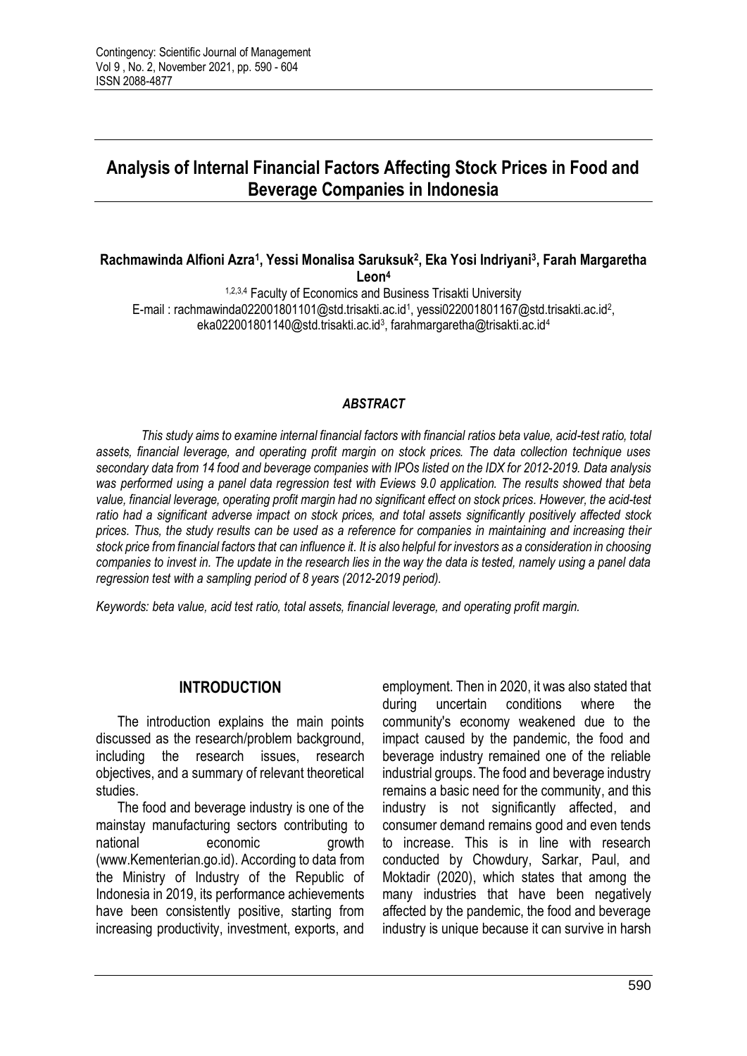# Analysis of Internal Financial Factors Affecting Stock Prices in Food and Beverage Companies in Indonesia

**Rachmawinda Alfioni Azra[1], Yessi Monalisa Saruksuk[2], Eka Yosi Indriyani[3], Farah Margaretha Leon[4]**

[1,2,3,4] Faculty of Economics and Business Trisakti University
E-mail : rachmawinda022001801101@std.trisakti.ac.id[1], yessi022001801167@std.trisakti.ac.id[2], eka022001801140@std.trisakti.ac.id[3], farahmargaretha@trisakti.ac.id[4]

### *ABSTRACT*

*This study aims to examine internal financial factors with financial ratios beta value, acid-test ratio, total assets, financial leverage, and operating profit margin on stock prices. The data collection technique uses secondary data from 14 food and beverage companies with IPOs listed on the IDX for 2012-2019. Data analysis was performed using a panel data regression test with Eviews 9.0 application. The results showed that beta value, financial leverage, operating profit margin had no significant effect on stock prices. However, the acid-test ratio had a significant adverse impact on stock prices, and total assets significantly positively affected stock prices. Thus, the study results can be used as a reference for companies in maintaining and increasing their stock price from financial factors that can influence it. It is also helpful for investors as a consideration in choosing companies to invest in. The update in the research lies in the way the data is tested, namely using a panel data regression test with a sampling period of 8 years (2012-2019 period).*

*Keywords: beta value, acid test ratio, total assets, financial leverage, and operating profit margin.*

## INTRODUCTION

The introduction explains the main points discussed as the research/problem background, including the research issues, research objectives, and a summary of relevant theoretical studies.

The food and beverage industry is one of the mainstay manufacturing sectors contributing to national economic growth (www.Kementerian.go.id). According to data from the Ministry of Industry of the Republic of Indonesia in 2019, its performance achievements have been consistently positive, starting from increasing productivity, investment, exports, and employment. Then in 2020, it was also stated that during uncertain conditions where the community's economy weakened due to the impact caused by the pandemic, the food and beverage industry remained one of the reliable industrial groups. The food and beverage industry remains a basic need for the community, and this industry is not significantly affected, and consumer demand remains good and even tends to increase. This is in line with research conducted by Chowdury, Sarkar, Paul, and Moktadir (2020), which states that among the many industries that have been negatively affected by the pandemic, the food and beverage industry is unique because it can survive in harsh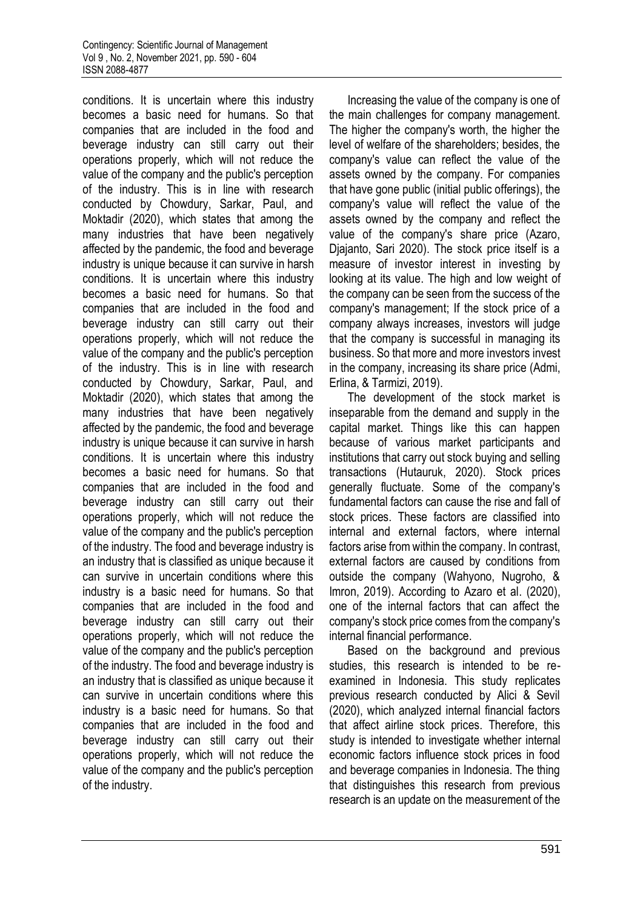conditions. It is uncertain where this industry becomes a basic need for humans. So that companies that are included in the food and beverage industry can still carry out their operations properly, which will not reduce the value of the company and the public's perception of the industry. This is in line with research conducted by Chowdury, Sarkar, Paul, and Moktadir (2020), which states that among the many industries that have been negatively affected by the pandemic, the food and beverage industry is unique because it can survive in harsh conditions. It is uncertain where this industry becomes a basic need for humans. So that companies that are included in the food and beverage industry can still carry out their operations properly, which will not reduce the value of the company and the public's perception of the industry. This is in line with research conducted by Chowdury, Sarkar, Paul, and Moktadir (2020), which states that among the many industries that have been negatively affected by the pandemic, the food and beverage industry is unique because it can survive in harsh conditions. It is uncertain where this industry becomes a basic need for humans. So that companies that are included in the food and beverage industry can still carry out their operations properly, which will not reduce the value of the company and the public's perception of the industry. The food and beverage industry is an industry that is classified as unique because it can survive in uncertain conditions where this industry is a basic need for humans. So that companies that are included in the food and beverage industry can still carry out their operations properly, which will not reduce the value of the company and the public's perception of the industry. The food and beverage industry is an industry that is classified as unique because it can survive in uncertain conditions where this industry is a basic need for humans. So that companies that are included in the food and beverage industry can still carry out their operations properly, which will not reduce the value of the company and the public's perception of the industry.

Increasing the value of the company is one of the main challenges for company management. The higher the company's worth, the higher the level of welfare of the shareholders; besides, the company's value can reflect the value of the assets owned by the company. For companies that have gone public (initial public offerings), the company's value will reflect the value of the assets owned by the company and reflect the value of the company's share price (Azaro, Djajanto, Sari 2020). The stock price itself is a measure of investor interest in investing by looking at its value. The high and low weight of the company can be seen from the success of the company's management; If the stock price of a company always increases, investors will judge that the company is successful in managing its business. So that more and more investors invest in the company, increasing its share price (Admi, Erlina, & Tarmizi, 2019).

The development of the stock market is inseparable from the demand and supply in the capital market. Things like this can happen because of various market participants and institutions that carry out stock buying and selling transactions (Hutauruk, 2020). Stock prices generally fluctuate. Some of the company's fundamental factors can cause the rise and fall of stock prices. These factors are classified into internal and external factors, where internal factors arise from within the company. In contrast, external factors are caused by conditions from outside the company (Wahyono, Nugroho, & Imron, 2019). According to Azaro et al. (2020), one of the internal factors that can affect the company's stock price comes from the company's internal financial performance.

Based on the background and previous studies, this research is intended to be re-examined in Indonesia. This study replicates previous research conducted by Alici & Sevil (2020), which analyzed internal financial factors that affect airline stock prices. Therefore, this study is intended to investigate whether internal economic factors influence stock prices in food and beverage companies in Indonesia. The thing that distinguishes this research from previous research is an update on the measurement of the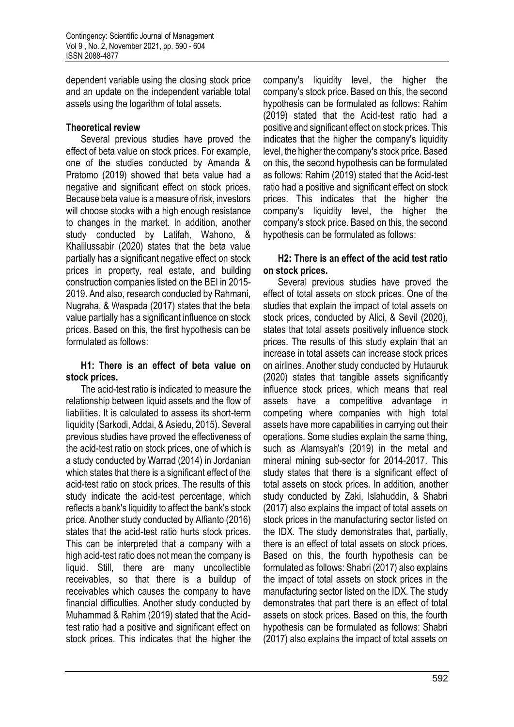dependent variable using the closing stock price and an update on the independent variable total assets using the logarithm of total assets.

## Theoretical review

Several previous studies have proved the effect of beta value on stock prices. For example, one of the studies conducted by Amanda & Pratomo (2019) showed that beta value had a negative and significant effect on stock prices. Because beta value is a measure of risk, investors will choose stocks with a high enough resistance to changes in the market. In addition, another study conducted by Latifah, Wahono, & Khalilussabir (2020) states that the beta value partially has a significant negative effect on stock prices in property, real estate, and building construction companies listed on the BEI in 2015-2019. And also, research conducted by Rahmani, Nugraha, & Waspada (2017) states that the beta value partially has a significant influence on stock prices. Based on this, the first hypothesis can be formulated as follows:

**H1: There is an effect of beta value on stock prices.**

The acid-test ratio is indicated to measure the relationship between liquid assets and the flow of liabilities. It is calculated to assess its short-term liquidity (Sarkodi, Addai, & Asiedu, 2015). Several previous studies have proved the effectiveness of the acid-test ratio on stock prices, one of which is a study conducted by Warrad (2014) in Jordanian which states that there is a significant effect of the acid-test ratio on stock prices. The results of this study indicate the acid-test percentage, which reflects a bank's liquidity to affect the bank's stock price. Another study conducted by Alfianto (2016) states that the acid-test ratio hurts stock prices. This can be interpreted that a company with a high acid-test ratio does not mean the company is liquid. Still, there are many uncollectible receivables, so that there is a buildup of receivables which causes the company to have financial difficulties. Another study conducted by Muhammad & Rahim (2019) stated that the Acid-test ratio had a positive and significant effect on stock prices. This indicates that the higher the company's liquidity level, the higher the company's stock price. Based on this, the second hypothesis can be formulated as follows: Rahim (2019) stated that the Acid-test ratio had a positive and significant effect on stock prices. This indicates that the higher the company's liquidity level, the higher the company's stock price. Based on this, the second hypothesis can be formulated as follows: Rahim (2019) stated that the Acid-test ratio had a positive and significant effect on stock prices. This indicates that the higher the company's liquidity level, the higher the company's stock price. Based on this, the second hypothesis can be formulated as follows:

**H2: There is an effect of the acid test ratio on stock prices.**

Several previous studies have proved the effect of total assets on stock prices. One of the studies that explain the impact of total assets on stock prices, conducted by Alici, & Sevil (2020), states that total assets positively influence stock prices. The results of this study explain that an increase in total assets can increase stock prices on airlines. Another study conducted by Hutauruk (2020) states that tangible assets significantly influence stock prices, which means that real assets have a competitive advantage in competing where companies with high total assets have more capabilities in carrying out their operations. Some studies explain the same thing, such as Alamsyah's (2019) in the metal and mineral mining sub-sector for 2014-2017. This study states that there is a significant effect of total assets on stock prices. In addition, another study conducted by Zaki, Islahuddin, & Shabri (2017) also explains the impact of total assets on stock prices in the manufacturing sector listed on the IDX. The study demonstrates that, partially, there is an effect of total assets on stock prices. Based on this, the fourth hypothesis can be formulated as follows: Shabri (2017) also explains the impact of total assets on stock prices in the manufacturing sector listed on the IDX. The study demonstrates that part there is an effect of total assets on stock prices. Based on this, the fourth hypothesis can be formulated as follows: Shabri (2017) also explains the impact of total assets on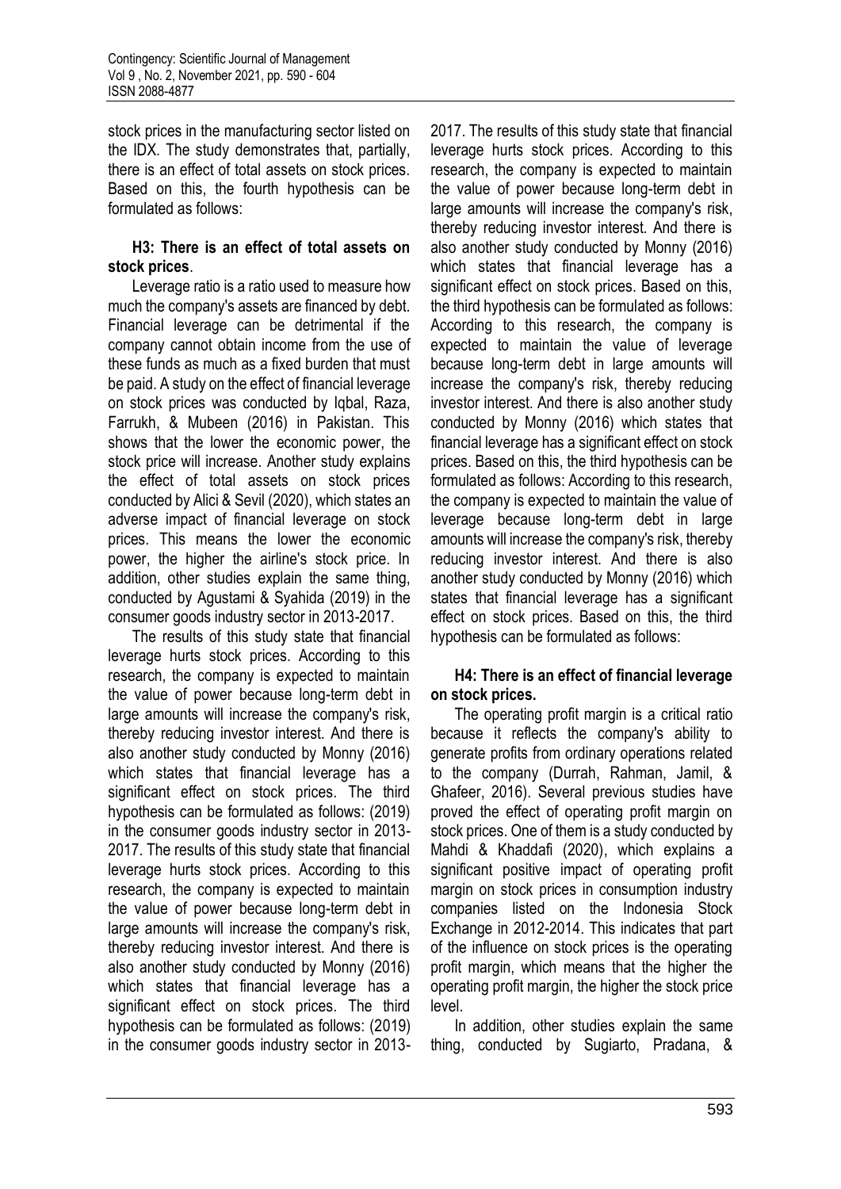stock prices in the manufacturing sector listed on the IDX. The study demonstrates that, partially, there is an effect of total assets on stock prices. Based on this, the fourth hypothesis can be formulated as follows:

**H3: There is an effect of total assets on stock prices**.

Leverage ratio is a ratio used to measure how much the company's assets are financed by debt. Financial leverage can be detrimental if the company cannot obtain income from the use of these funds as much as a fixed burden that must be paid. A study on the effect of financial leverage on stock prices was conducted by Iqbal, Raza, Farrukh, & Mubeen (2016) in Pakistan. This shows that the lower the economic power, the stock price will increase. Another study explains the effect of total assets on stock prices conducted by Alici & Sevil (2020), which states an adverse impact of financial leverage on stock prices. This means the lower the economic power, the higher the airline's stock price. In addition, other studies explain the same thing, conducted by Agustami & Syahida (2019) in the consumer goods industry sector in 2013-2017.

The results of this study state that financial leverage hurts stock prices. According to this research, the company is expected to maintain the value of power because long-term debt in large amounts will increase the company's risk, thereby reducing investor interest. And there is also another study conducted by Monny (2016) which states that financial leverage has a significant effect on stock prices. The third hypothesis can be formulated as follows: (2019) in the consumer goods industry sector in 2013-2017. The results of this study state that financial leverage hurts stock prices. According to this research, the company is expected to maintain the value of power because long-term debt in large amounts will increase the company's risk, thereby reducing investor interest. And there is also another study conducted by Monny (2016) which states that financial leverage has a significant effect on stock prices. The third hypothesis can be formulated as follows: (2019) in the consumer goods industry sector in 2013-2017. The results of this study state that financial leverage hurts stock prices. According to this research, the company is expected to maintain the value of power because long-term debt in large amounts will increase the company's risk, thereby reducing investor interest. And there is also another study conducted by Monny (2016) which states that financial leverage has a significant effect on stock prices. Based on this, the third hypothesis can be formulated as follows: According to this research, the company is expected to maintain the value of leverage because long-term debt in large amounts will increase the company's risk, thereby reducing investor interest. And there is also another study conducted by Monny (2016) which states that financial leverage has a significant effect on stock prices. Based on this, the third hypothesis can be formulated as follows: According to this research, the company is expected to maintain the value of leverage because long-term debt in large amounts will increase the company's risk, thereby reducing investor interest. And there is also another study conducted by Monny (2016) which states that financial leverage has a significant effect on stock prices. Based on this, the third hypothesis can be formulated as follows:

**H4: There is an effect of financial leverage on stock prices.**

The operating profit margin is a critical ratio because it reflects the company's ability to generate profits from ordinary operations related to the company (Durrah, Rahman, Jamil, & Ghafeer, 2016). Several previous studies have proved the effect of operating profit margin on stock prices. One of them is a study conducted by Mahdi & Khaddafi (2020), which explains a significant positive impact of operating profit margin on stock prices in consumption industry companies listed on the Indonesia Stock Exchange in 2012-2014. This indicates that part of the influence on stock prices is the operating profit margin, which means that the higher the operating profit margin, the higher the stock price level.

In addition, other studies explain the same thing, conducted by Sugiarto, Pradana, &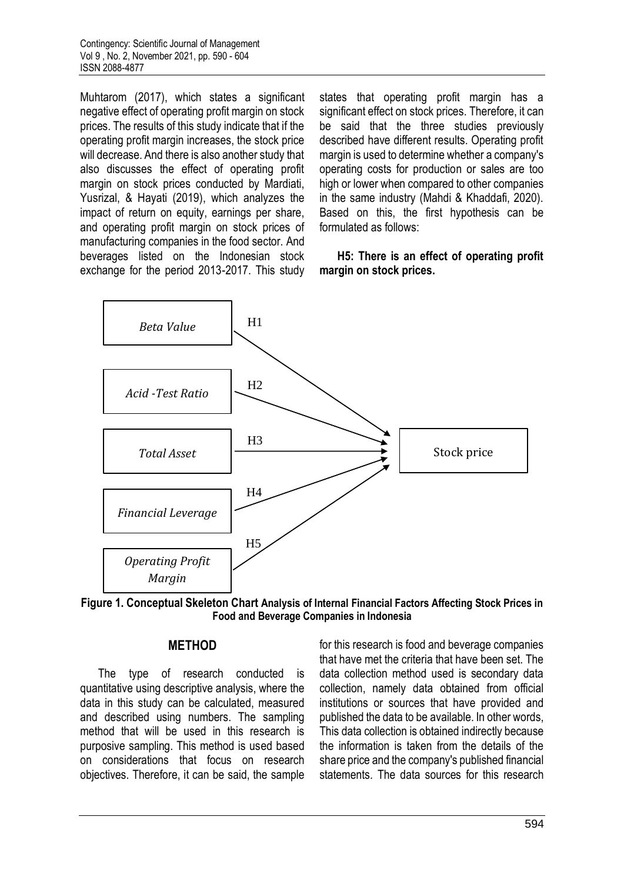Muhtarom (2017), which states a significant negative effect of operating profit margin on stock prices. The results of this study indicate that if the operating profit margin increases, the stock price will decrease. And there is also another study that also discusses the effect of operating profit margin on stock prices conducted by Mardiati, Yusrizal, & Hayati (2019), which analyzes the impact of return on equity, earnings per share, and operating profit margin on stock prices of manufacturing companies in the food sector. And beverages listed on the Indonesian stock exchange for the period 2013-2017. This study states that operating profit margin has a significant effect on stock prices. Therefore, it can be said that the three studies previously described have different results. Operating profit margin is used to determine whether a company's operating costs for production or sales are too high or lower when compared to other companies in the same industry (Mahdi & Khaddafi, 2020). Based on this, the first hypothesis can be formulated as follows:

**H5: There is an effect of operating profit margin on stock prices.**

*Beta Value* → H1 → Stock price

*Acid -Test Ratio* → H2 → Stock price

*Total Asset* → H3 → Stock price

*Financial Leverage* → H4 → Stock price

*Operating Profit Margin* → H5 → Stock price

**Figure 1. Conceptual Skeleton Chart Analysis of Internal Financial Factors Affecting Stock Prices in Food and Beverage Companies in Indonesia**

## METHOD

The type of research conducted is quantitative using descriptive analysis, where the data in this study can be calculated, measured and described using numbers. The sampling method that will be used in this research is purposive sampling. This method is used based on considerations that focus on research objectives. Therefore, it can be said, the sample for this research is food and beverage companies that have met the criteria that have been set. The data collection method used is secondary data collection, namely data obtained from official institutions or sources that have provided and published the data to be available. In other words, This data collection is obtained indirectly because the information is taken from the details of the share price and the company's published financial statements. The data sources for this research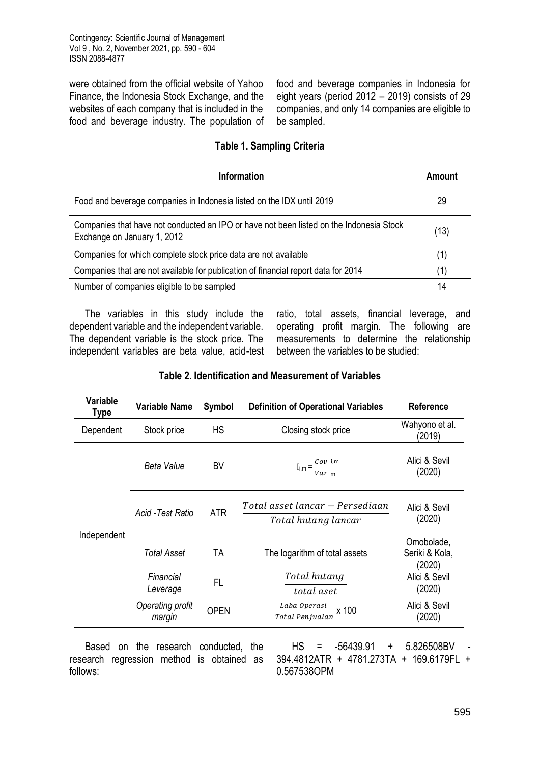were obtained from the official website of Yahoo Finance, the Indonesia Stock Exchange, and the websites of each company that is included in the food and beverage industry. The population of food and beverage companies in Indonesia for eight years (period 2012 – 2019) consists of 29 companies, and only 14 companies are eligible to be sampled.

**Table 1. Sampling Criteria**

| Information | Amount |
|---|---|
| Food and beverage companies in Indonesia listed on the IDX until 2019 | 29 |
| Companies that have not conducted an IPO or have not been listed on the Indonesia Stock Exchange on January 1, 2012 | (13) |
| Companies for which complete stock price data are not available | (1) |
| Companies that are not available for publication of financial report data for 2014 | (1) |
| Number of companies eligible to be sampled | 14 |

The variables in this study include the dependent variable and the independent variable. The dependent variable is the stock price. The independent variables are beta value, acid-test ratio, total assets, financial leverage, and operating profit margin. The following are measurements to determine the relationship between the variables to be studied:

**Table 2. Identification and Measurement of Variables**

| Variable Type | Variable Name | Symbol | Definition of Operational Variables | Reference |
|---|---|---|---|---|
| Dependent | Stock price | HS | Closing stock price | Wahyono et al. (2019) |
| Independent | *Beta Value* | BV | $\beta_{i,m} = \frac{Cov_{i,m}}{Var_m}$ | Alici & Sevil (2020) |
| | *Acid -Test Ratio* | ATR | $\frac{Total\ asset\ lancar - Persediaan}{Total\ hutang\ lancar}$ | Alici & Sevil (2020) |
| | *Total Asset* | TA | The logarithm of total assets | Omobolade, Seriki & Kola, (2020) |
| | *Financial Leverage* | FL | $\frac{Total\ hutang}{total\ aset}$ | Alici & Sevil (2020) |
| | *Operating profit margin* | OPEN | $\frac{Laba\ Operasi}{Total\ Penjualan} \times 100$ | Alici & Sevil (2020) |

Based on the research conducted, the research regression method is obtained as follows:

$$HS = -56439.91 + 5.826508BV - 394.4812ATR + 4781.273TA + 169.6179FL + 0.567538OPM$$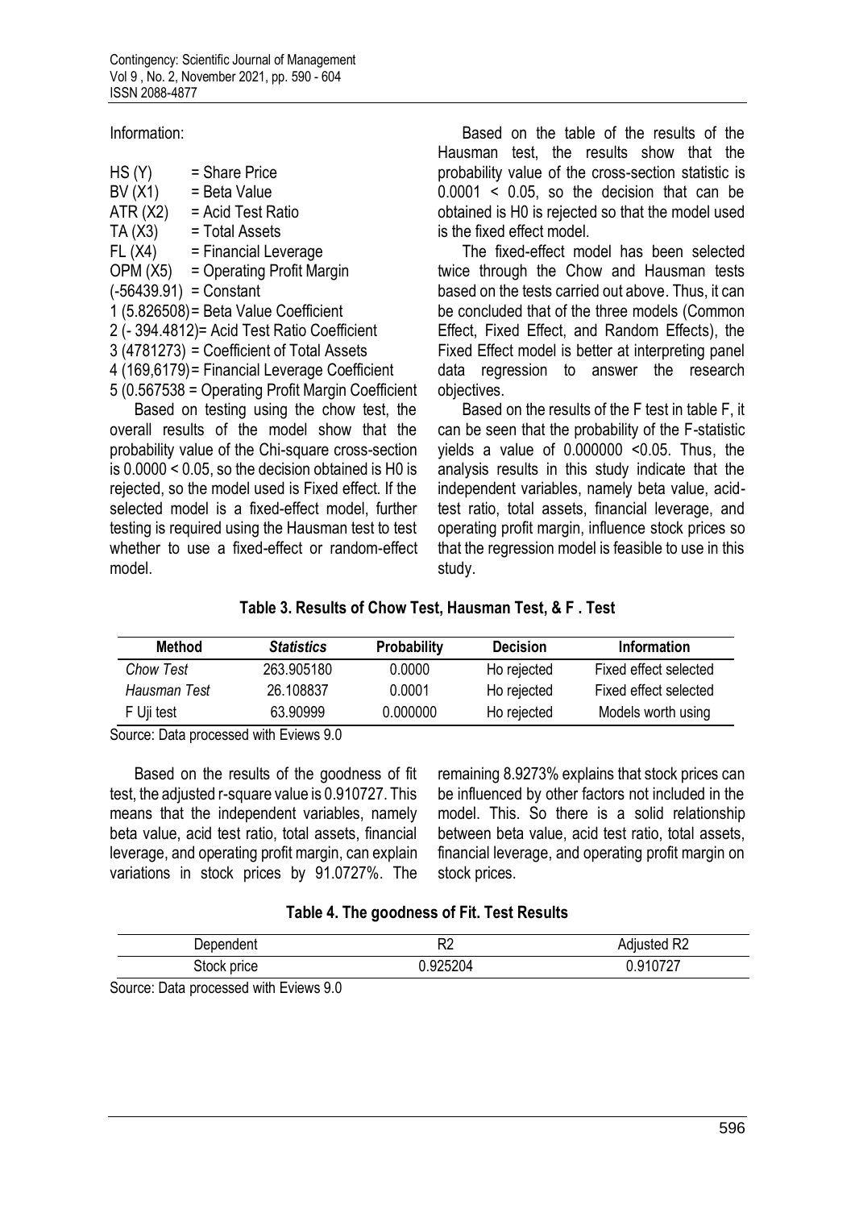Information:

HS (Y) = Share Price
BV (X1) = Beta Value
ATR (X2) = Acid Test Ratio
TA (X3) = Total Assets
FL (X4) = Financial Leverage
OPM (X5) = Operating Profit Margin
(-56439.91) = Constant
1 (5.826508) = Beta Value Coefficient
2 (- 394.4812) = Acid Test Ratio Coefficient
3 (4781273) = Coefficient of Total Assets
4 (169,6179) = Financial Leverage Coefficient
5 (0.567538 = Operating Profit Margin Coefficient

Based on testing using the chow test, the overall results of the model show that the probability value of the Chi-square cross-section is 0.0000 < 0.05, so the decision obtained is H0 is rejected, so the model used is Fixed effect. If the selected model is a fixed-effect model, further testing is required using the Hausman test to test whether to use a fixed-effect or random-effect model.

Based on the table of the results of the Hausman test, the results show that the probability value of the cross-section statistic is 0.0001 < 0.05, so the decision that can be obtained is H0 is rejected so that the model used is the fixed effect model.

The fixed-effect model has been selected twice through the Chow and Hausman tests based on the tests carried out above. Thus, it can be concluded that of the three models (Common Effect, Fixed Effect, and Random Effects), the Fixed Effect model is better at interpreting panel data regression to answer the research objectives.

Based on the results of the F test in table F, it can be seen that the probability of the F-statistic yields a value of 0.000000 <0.05. Thus, the analysis results in this study indicate that the independent variables, namely beta value, acid-test ratio, total assets, financial leverage, and operating profit margin, influence stock prices so that the regression model is feasible to use in this study.

**Table 3. Results of Chow Test, Hausman Test, & F . Test**

| Method | *Statistics* | Probability | Decision | Information |
|---|---|---|---|---|
| *Chow Test* | 263.905180 | 0.0000 | Ho rejected | Fixed effect selected |
| *Hausman Test* | 26.108837 | 0.0001 | Ho rejected | Fixed effect selected |
| F Uji test | 63.90999 | 0.000000 | Ho rejected | Models worth using |

Source: Data processed with Eviews 9.0

Based on the results of the goodness of fit test, the adjusted r-square value is 0.910727. This means that the independent variables, namely beta value, acid test ratio, total assets, financial leverage, and operating profit margin, can explain variations in stock prices by 91.0727%. The remaining 8.9273% explains that stock prices can be influenced by other factors not included in the model. This. So there is a solid relationship between beta value, acid test ratio, total assets, financial leverage, and operating profit margin on stock prices.

**Table 4. The goodness of Fit. Test Results**

| Dependent | R2 | Adjusted R2 |
|---|---|---|
| Stock price | 0.925204 | 0.910727 |

Source: Data processed with Eviews 9.0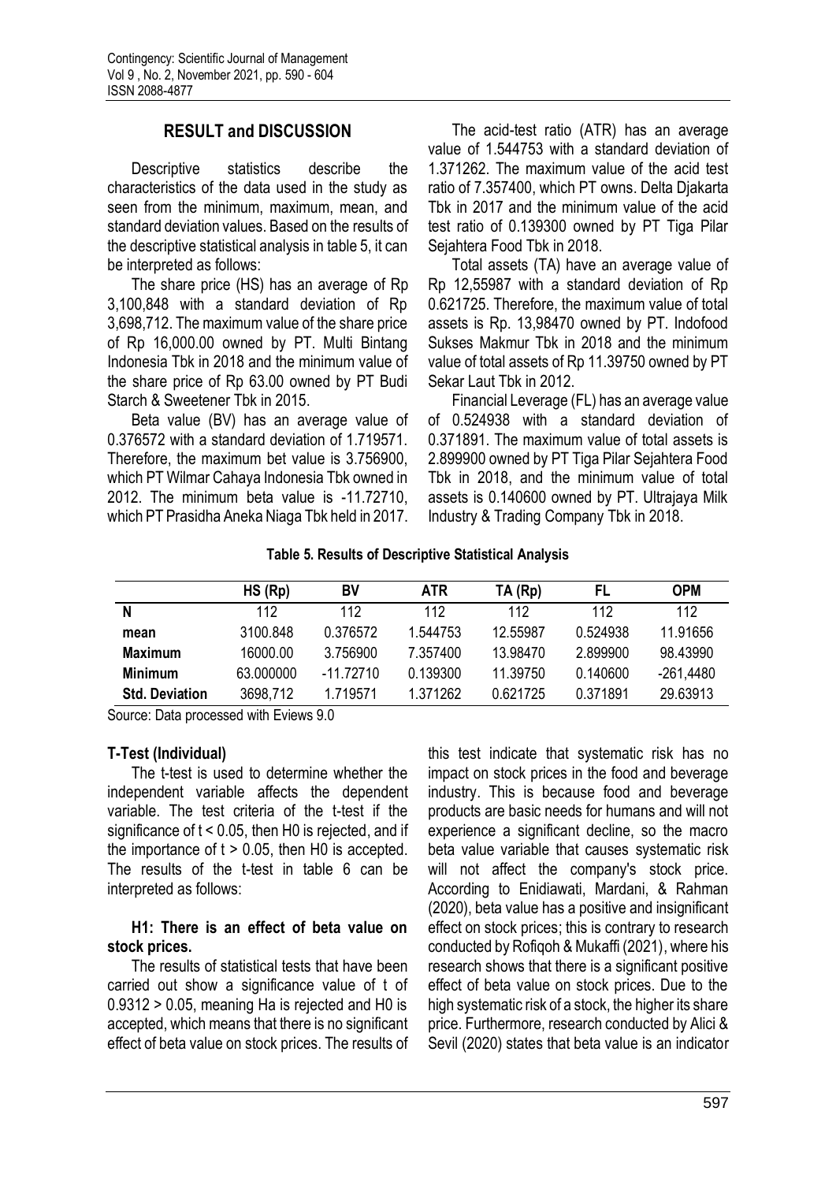## RESULT and DISCUSSION

Descriptive statistics describe the characteristics of the data used in the study as seen from the minimum, maximum, mean, and standard deviation values. Based on the results of the descriptive statistical analysis in table 5, it can be interpreted as follows:

The share price (HS) has an average of Rp 3,100,848 with a standard deviation of Rp 3,698,712. The maximum value of the share price of Rp 16,000.00 owned by PT. Multi Bintang Indonesia Tbk in 2018 and the minimum value of the share price of Rp 63.00 owned by PT Budi Starch & Sweetener Tbk in 2015.

Beta value (BV) has an average value of 0.376572 with a standard deviation of 1.719571. Therefore, the maximum bet value is 3.756900, which PT Wilmar Cahaya Indonesia Tbk owned in 2012. The minimum beta value is -11.72710, which PT Prasidha Aneka Niaga Tbk held in 2017.

The acid-test ratio (ATR) has an average value of 1.544753 with a standard deviation of 1.371262. The maximum value of the acid test ratio of 7.357400, which PT owns. Delta Djakarta Tbk in 2017 and the minimum value of the acid test ratio of 0.139300 owned by PT Tiga Pilar Sejahtera Food Tbk in 2018.

Total assets (TA) have an average value of Rp 12,55987 with a standard deviation of Rp 0.621725. Therefore, the maximum value of total assets is Rp. 13,98470 owned by PT. Indofood Sukses Makmur Tbk in 2018 and the minimum value of total assets of Rp 11.39750 owned by PT Sekar Laut Tbk in 2012.

Financial Leverage (FL) has an average value of 0.524938 with a standard deviation of 0.371891. The maximum value of total assets is 2.899900 owned by PT Tiga Pilar Sejahtera Food Tbk in 2018, and the minimum value of total assets is 0.140600 owned by PT. Ultrajaya Milk Industry & Trading Company Tbk in 2018.

**Table 5. Results of Descriptive Statistical Analysis**

| | HS (Rp) | BV | ATR | TA (Rp) | FL | OPM |
|---|---|---|---|---|---|---|
| **N** | 112 | 112 | 112 | 112 | 112 | 112 |
| **mean** | 3100.848 | 0.376572 | 1.544753 | 12.55987 | 0.524938 | 11.91656 |
| **Maximum** | 16000.00 | 3.756900 | 7.357400 | 13.98470 | 2.899900 | 98.43990 |
| **Minimum** | 63.000000 | -11.72710 | 0.139300 | 11.39750 | 0.140600 | -261,4480 |
| **Std. Deviation** | 3698,712 | 1.719571 | 1.371262 | 0.621725 | 0.371891 | 29.63913 |

Source: Data processed with Eviews 9.0

### T-Test (Individual)

The t-test is used to determine whether the independent variable affects the dependent variable. The test criteria of the t-test if the significance of t < 0.05, then H0 is rejected, and if the importance of t > 0.05, then H0 is accepted. The results of the t-test in table 6 can be interpreted as follows:

**H1: There is an effect of beta value on stock prices.**

The results of statistical tests that have been carried out show a significance value of t of 0.9312 > 0.05, meaning Ha is rejected and H0 is accepted, which means that there is no significant effect of beta value on stock prices. The results of this test indicate that systematic risk has no impact on stock prices in the food and beverage industry. This is because food and beverage products are basic needs for humans and will not experience a significant decline, so the macro beta value variable that causes systematic risk will not affect the company's stock price. According to Enidiawati, Mardani, & Rahman (2020), beta value has a positive and insignificant effect on stock prices; this is contrary to research conducted by Rofiqoh & Mukaffi (2021), where his research shows that there is a significant positive effect of beta value on stock prices. Due to the high systematic risk of a stock, the higher its share price. Furthermore, research conducted by Alici & Sevil (2020) states that beta value is an indicator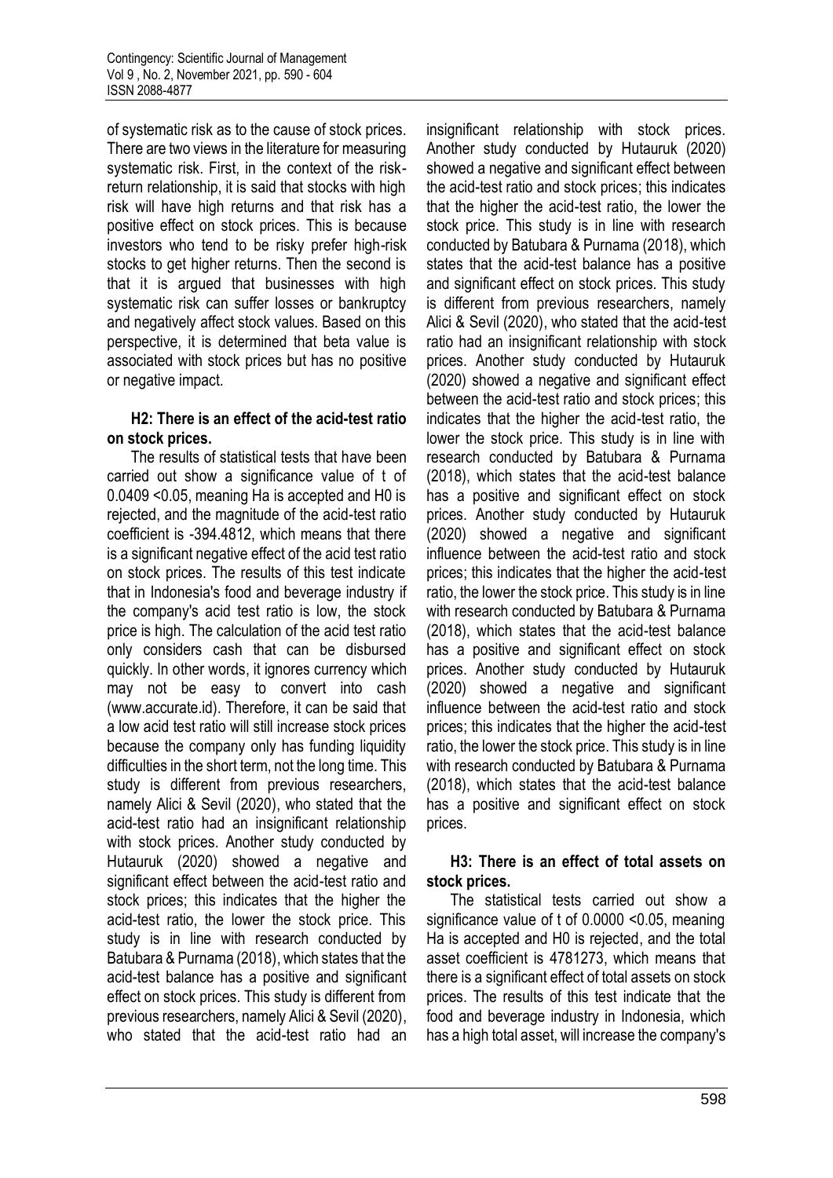of systematic risk as to the cause of stock prices. There are two views in the literature for measuring systematic risk. First, in the context of the risk-return relationship, it is said that stocks with high risk will have high returns and that risk has a positive effect on stock prices. This is because investors who tend to be risky prefer high-risk stocks to get higher returns. Then the second is that it is argued that businesses with high systematic risk can suffer losses or bankruptcy and negatively affect stock values. Based on this perspective, it is determined that beta value is associated with stock prices but has no positive or negative impact.

**H2: There is an effect of the acid-test ratio on stock prices.**

The results of statistical tests that have been carried out show a significance value of t of 0.0409 <0.05, meaning Ha is accepted and H0 is rejected, and the magnitude of the acid-test ratio coefficient is -394.4812, which means that there is a significant negative effect of the acid test ratio on stock prices. The results of this test indicate that in Indonesia's food and beverage industry if the company's acid test ratio is low, the stock price is high. The calculation of the acid test ratio only considers cash that can be disbursed quickly. In other words, it ignores currency which may not be easy to convert into cash (www.accurate.id). Therefore, it can be said that a low acid test ratio will still increase stock prices because the company only has funding liquidity difficulties in the short term, not the long time. This study is different from previous researchers, namely Alici & Sevil (2020), who stated that the acid-test ratio had an insignificant relationship with stock prices. Another study conducted by Hutauruk (2020) showed a negative and significant effect between the acid-test ratio and stock prices; this indicates that the higher the acid-test ratio, the lower the stock price. This study is in line with research conducted by Batubara & Purnama (2018), which states that the acid-test balance has a positive and significant effect on stock prices. This study is different from previous researchers, namely Alici & Sevil (2020), who stated that the acid-test ratio had an insignificant relationship with stock prices. Another study conducted by Hutauruk (2020) showed a negative and significant effect between the acid-test ratio and stock prices; this indicates that the higher the acid-test ratio, the lower the stock price. This study is in line with research conducted by Batubara & Purnama (2018), which states that the acid-test balance has a positive and significant effect on stock prices. This study is different from previous researchers, namely Alici & Sevil (2020), who stated that the acid-test ratio had an insignificant relationship with stock prices. Another study conducted by Hutauruk (2020) showed a negative and significant effect between the acid-test ratio and stock prices; this indicates that the higher the acid-test ratio, the lower the stock price. This study is in line with research conducted by Batubara & Purnama (2018), which states that the acid-test balance has a positive and significant effect on stock prices. Another study conducted by Hutauruk (2020) showed a negative and significant influence between the acid-test ratio and stock prices; this indicates that the higher the acid-test ratio, the lower the stock price. This study is in line with research conducted by Batubara & Purnama (2018), which states that the acid-test balance has a positive and significant effect on stock prices. Another study conducted by Hutauruk (2020) showed a negative and significant influence between the acid-test ratio and stock prices; this indicates that the higher the acid-test ratio, the lower the stock price. This study is in line with research conducted by Batubara & Purnama (2018), which states that the acid-test balance has a positive and significant effect on stock prices.

**H3: There is an effect of total assets on stock prices.**

The statistical tests carried out show a significance value of t of 0.0000 <0.05, meaning Ha is accepted and H0 is rejected, and the total asset coefficient is 4781273, which means that there is a significant effect of total assets on stock prices. The results of this test indicate that the food and beverage industry in Indonesia, which has a high total asset, will increase the company's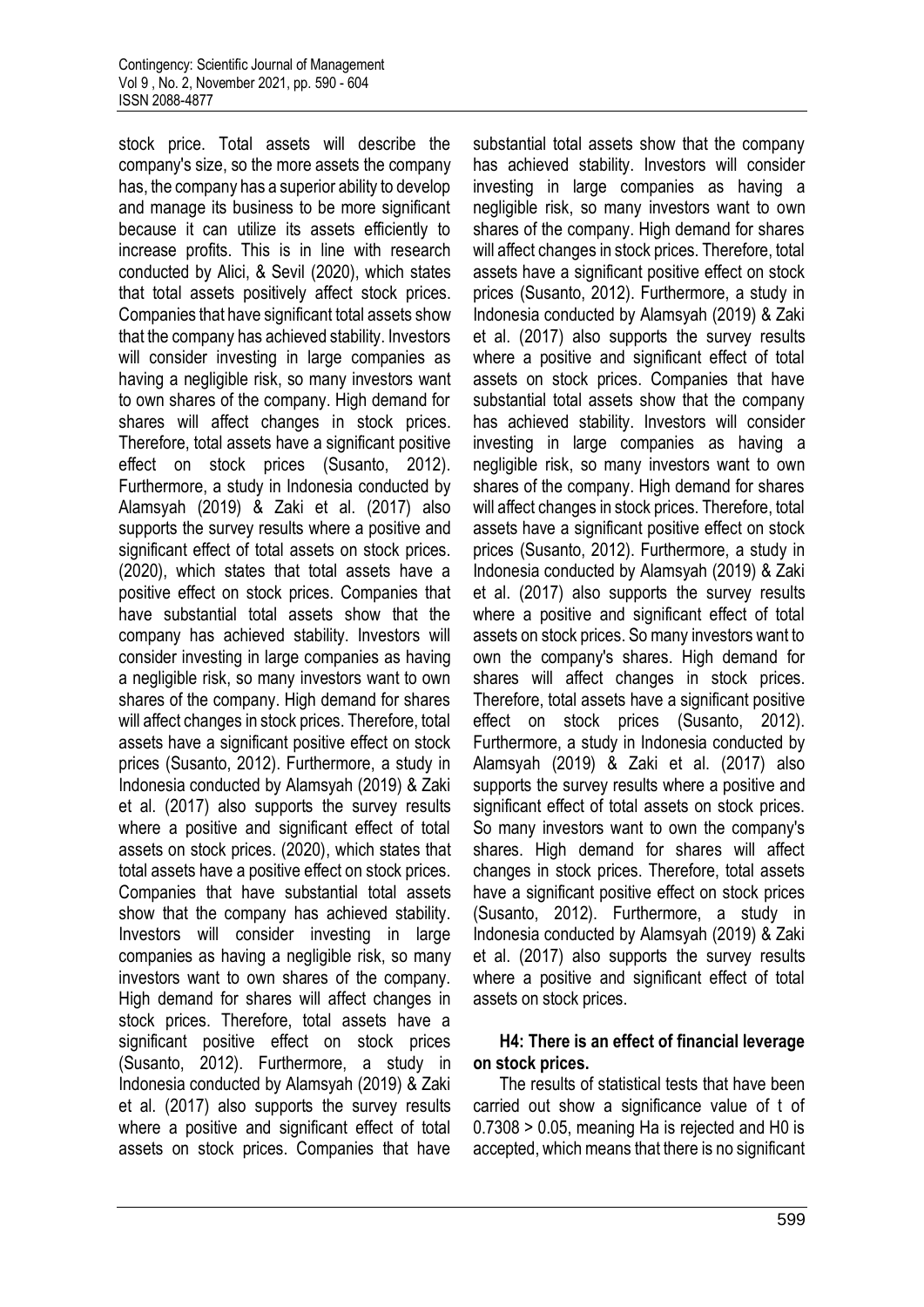stock price. Total assets will describe the company's size, so the more assets the company has, the company has a superior ability to develop and manage its business to be more significant because it can utilize its assets efficiently to increase profits. This is in line with research conducted by Alici, & Sevil (2020), which states that total assets positively affect stock prices. Companies that have significant total assets show that the company has achieved stability. Investors will consider investing in large companies as having a negligible risk, so many investors want to own shares of the company. High demand for shares will affect changes in stock prices. Therefore, total assets have a significant positive effect on stock prices (Susanto, 2012). Furthermore, a study in Indonesia conducted by Alamsyah (2019) & Zaki et al. (2017) also supports the survey results where a positive and significant effect of total assets on stock prices. (2020), which states that total assets have a positive effect on stock prices. Companies that have substantial total assets show that the company has achieved stability. Investors will consider investing in large companies as having a negligible risk, so many investors want to own shares of the company. High demand for shares will affect changes in stock prices. Therefore, total assets have a significant positive effect on stock prices (Susanto, 2012). Furthermore, a study in Indonesia conducted by Alamsyah (2019) & Zaki et al. (2017) also supports the survey results where a positive and significant effect of total assets on stock prices. (2020), which states that total assets have a positive effect on stock prices. Companies that have substantial total assets show that the company has achieved stability. Investors will consider investing in large companies as having a negligible risk, so many investors want to own shares of the company. High demand for shares will affect changes in stock prices. Therefore, total assets have a significant positive effect on stock prices (Susanto, 2012). Furthermore, a study in Indonesia conducted by Alamsyah (2019) & Zaki et al. (2017) also supports the survey results where a positive and significant effect of total assets on stock prices. Companies that have substantial total assets show that the company has achieved stability. Investors will consider investing in large companies as having a negligible risk, so many investors want to own shares of the company. High demand for shares will affect changes in stock prices. Therefore, total assets have a significant positive effect on stock prices (Susanto, 2012). Furthermore, a study in Indonesia conducted by Alamsyah (2019) & Zaki et al. (2017) also supports the survey results where a positive and significant effect of total assets on stock prices. Companies that have substantial total assets show that the company has achieved stability. Investors will consider investing in large companies as having a negligible risk, so many investors want to own shares of the company. High demand for shares will affect changes in stock prices. Therefore, total assets have a significant positive effect on stock prices (Susanto, 2012). Furthermore, a study in Indonesia conducted by Alamsyah (2019) & Zaki et al. (2017) also supports the survey results where a positive and significant effect of total assets on stock prices. So many investors want to own the company's shares. High demand for shares will affect changes in stock prices. Therefore, total assets have a significant positive effect on stock prices (Susanto, 2012). Furthermore, a study in Indonesia conducted by Alamsyah (2019) & Zaki et al. (2017) also supports the survey results where a positive and significant effect of total assets on stock prices. So many investors want to own the company's shares. High demand for shares will affect changes in stock prices. Therefore, total assets have a significant positive effect on stock prices (Susanto, 2012). Furthermore, a study in Indonesia conducted by Alamsyah (2019) & Zaki et al. (2017) also supports the survey results where a positive and significant effect of total assets on stock prices.

**H4: There is an effect of financial leverage on stock prices.**

The results of statistical tests that have been carried out show a significance value of t of 0.7308 > 0.05, meaning Ha is rejected and H0 is accepted, which means that there is no significant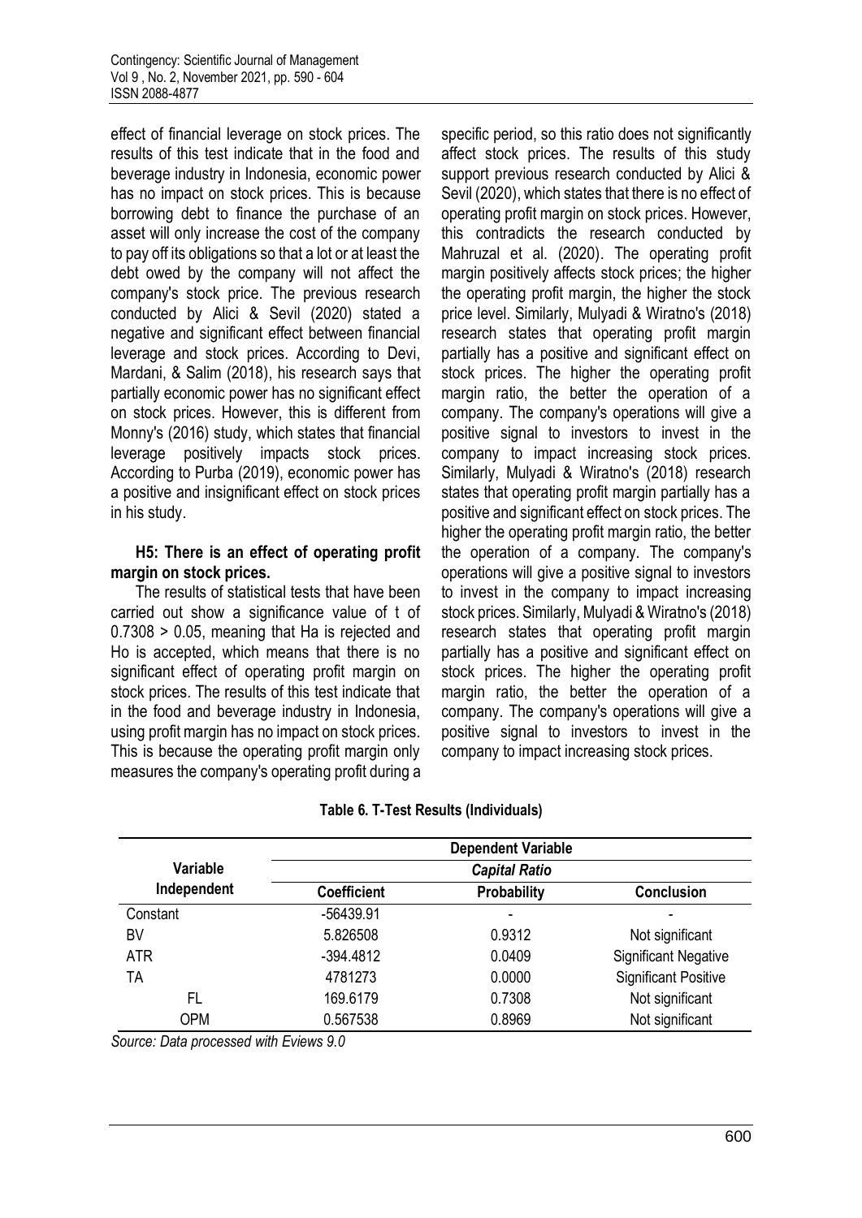effect of financial leverage on stock prices. The results of this test indicate that in the food and beverage industry in Indonesia, economic power has no impact on stock prices. This is because borrowing debt to finance the purchase of an asset will only increase the cost of the company to pay off its obligations so that a lot or at least the debt owed by the company will not affect the company's stock price. The previous research conducted by Alici & Sevil (2020) stated a negative and significant effect between financial leverage and stock prices. According to Devi, Mardani, & Salim (2018), his research says that partially economic power has no significant effect on stock prices. However, this is different from Monny's (2016) study, which states that financial leverage positively impacts stock prices. According to Purba (2019), economic power has a positive and insignificant effect on stock prices in his study.

**H5: There is an effect of operating profit margin on stock prices.**

The results of statistical tests that have been carried out show a significance value of t of 0.7308 > 0.05, meaning that Ha is rejected and Ho is accepted, which means that there is no significant effect of operating profit margin on stock prices. The results of this test indicate that in the food and beverage industry in Indonesia, using profit margin has no impact on stock prices. This is because the operating profit margin only measures the company's operating profit during a specific period, so this ratio does not significantly affect stock prices. The results of this study support previous research conducted by Alici & Sevil (2020), which states that there is no effect of operating profit margin on stock prices. However, this contradicts the research conducted by Mahruzal et al. (2020). The operating profit margin positively affects stock prices; the higher the operating profit margin, the higher the stock price level. Similarly, Mulyadi & Wiratno's (2018) research states that operating profit margin partially has a positive and significant effect on stock prices. The higher the operating profit margin ratio, the better the operation of a company. The company's operations will give a positive signal to investors to invest in the company to impact increasing stock prices. Similarly, Mulyadi & Wiratno's (2018) research states that operating profit margin partially has a positive and significant effect on stock prices. The higher the operating profit margin ratio, the better the operation of a company. The company's operations will give a positive signal to investors to invest in the company to impact increasing stock prices. Similarly, Mulyadi & Wiratno's (2018) research states that operating profit margin partially has a positive and significant effect on stock prices. The higher the operating profit margin ratio, the better the operation of a company. The company's operations will give a positive signal to investors to invest in the company to impact increasing stock prices.

**Table 6. T-Test Results (Individuals)**

| Variable Independent | Dependent Variable | | |
|---|---|---|---|
| | *Capital Ratio* | | |
| | **Coefficient** | **Probability** | **Conclusion** |
| Constant | -56439.91 | - | - |
| BV | 5.826508 | 0.9312 | Not significant |
| ATR | -394.4812 | 0.0409 | Significant Negative |
| TA | 4781273 | 0.0000 | Significant Positive |
| FL | 169.6179 | 0.7308 | Not significant |
| OPM | 0.567538 | 0.8969 | Not significant |

*Source: Data processed with Eviews 9.0*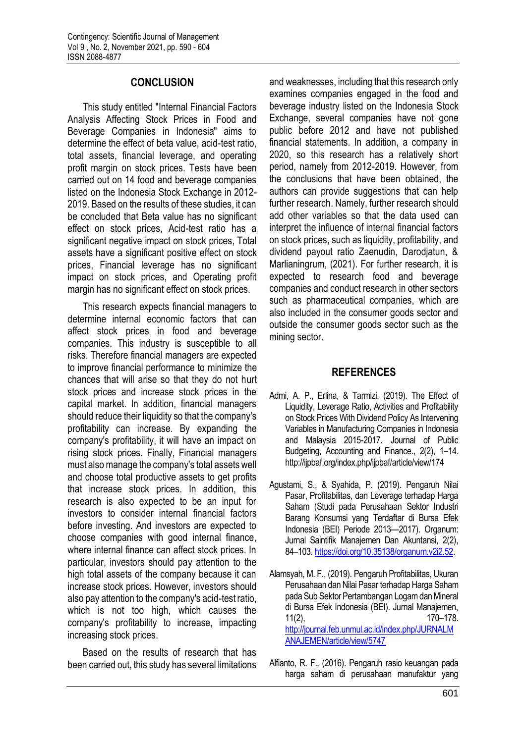## CONCLUSION

This study entitled "Internal Financial Factors Analysis Affecting Stock Prices in Food and Beverage Companies in Indonesia" aims to determine the effect of beta value, acid-test ratio, total assets, financial leverage, and operating profit margin on stock prices. Tests have been carried out on 14 food and beverage companies listed on the Indonesia Stock Exchange in 2012-2019. Based on the results of these studies, it can be concluded that Beta value has no significant effect on stock prices, Acid-test ratio has a significant negative impact on stock prices, Total assets have a significant positive effect on stock prices, Financial leverage has no significant impact on stock prices, and Operating profit margin has no significant effect on stock prices.

This research expects financial managers to determine internal economic factors that can affect stock prices in food and beverage companies. This industry is susceptible to all risks. Therefore financial managers are expected to improve financial performance to minimize the chances that will arise so that they do not hurt stock prices and increase stock prices in the capital market. In addition, financial managers should reduce their liquidity so that the company's profitability can increase. By expanding the company's profitability, it will have an impact on rising stock prices. Finally, Financial managers must also manage the company's total assets well and choose total productive assets to get profits that increase stock prices. In addition, this research is also expected to be an input for investors to consider internal financial factors before investing. And investors are expected to choose companies with good internal finance, where internal finance can affect stock prices. In particular, investors should pay attention to the high total assets of the company because it can increase stock prices. However, investors should also pay attention to the company's acid-test ratio, which is not too high, which causes the company's profitability to increase, impacting increasing stock prices.

Based on the results of research that has been carried out, this study has several limitations and weaknesses, including that this research only examines companies engaged in the food and beverage industry listed on the Indonesia Stock Exchange, several companies have not gone public before 2012 and have not published financial statements. In addition, a company in 2020, so this research has a relatively short period, namely from 2012-2019. However, from the conclusions that have been obtained, the authors can provide suggestions that can help further research. Namely, further research should add other variables so that the data used can interpret the influence of internal financial factors on stock prices, such as liquidity, profitability, and dividend payout ratio Zaenudin, Darodjatun, & Marlianingrum, (2021). For further research, it is expected to research food and beverage companies and conduct research in other sectors such as pharmaceutical companies, which are also included in the consumer goods sector and outside the consumer goods sector such as the mining sector.

## REFERENCES

Admi, A. P., Erlina, & Tarmizi. (2019). The Effect of Liquidity, Leverage Ratio, Activities and Profitability on Stock Prices With Dividend Policy As Intervening Variables in Manufacturing Companies in Indonesia and Malaysia 2015-2017. Journal of Public Budgeting, Accounting and Finance., 2(2), 1–14. http://ijpbaf.org/index.php/ijpbaf/article/view/174

Agustami, S., & Syahida, P. (2019). Pengaruh Nilai Pasar, Profitabilitas, dan Leverage terhadap Harga Saham (Studi pada Perusahaan Sektor Industri Barang Konsumsi yang Terdaftar di Bursa Efek Indonesia (BEI) Periode 2013—2017). Organum: Jurnal Saintifik Manajemen Dan Akuntansi, 2(2), 84–103. https://doi.org/10.35138/organum.v2i2.52.

Alamsyah, M. F., (2019). Pengaruh Profitabilitas, Ukuran Perusahaan dan Nilai Pasar terhadap Harga Saham pada Sub Sektor Pertambangan Logam dan Mineral di Bursa Efek Indonesia (BEI). Jurnal Manajemen, 11(2), 170–178. http://journal.feb.unmul.ac.id/index.php/JURNALMANAJEMEN/article/view/5747

Alfianto, R. F., (2016). Pengaruh rasio keuangan pada harga saham di perusahaan manufaktur yang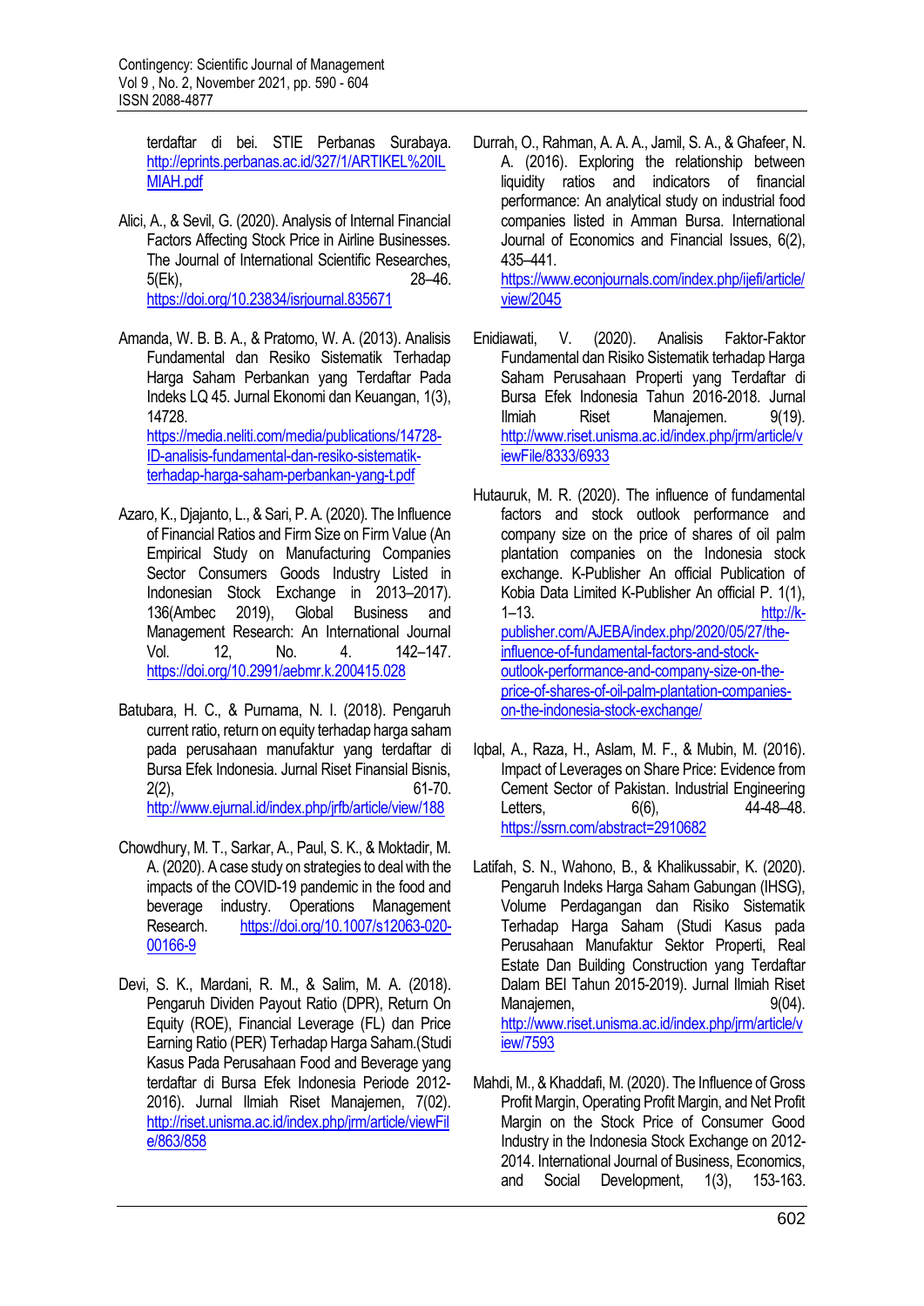terdaftar di bei. STIE Perbanas Surabaya. http://eprints.perbanas.ac.id/327/1/ARTIKEL%20ILMIAH.pdf

Alici, A., & Sevil, G. (2020). Analysis of Internal Financial Factors Affecting Stock Price in Airline Businesses. The Journal of International Scientific Researches, 5(Ek), 28–46. https://doi.org/10.23834/isrjournal.835671

Amanda, W. B. B. A., & Pratomo, W. A. (2013). Analisis Fundamental dan Resiko Sistematik Terhadap Harga Saham Perbankan yang Terdaftar Pada Indeks LQ 45. Jurnal Ekonomi dan Keuangan, 1(3), 14728. https://media.neliti.com/media/publications/14728-ID-analisis-fundamental-dan-resiko-sistematik-terhadap-harga-saham-perbankan-yang-t.pdf

Azaro, K., Djajanto, L., & Sari, P. A. (2020). The Influence of Financial Ratios and Firm Size on Firm Value (An Empirical Study on Manufacturing Companies Sector Consumers Goods Industry Listed in Indonesian Stock Exchange in 2013–2017). 136(Ambec 2019), Global Business and Management Research: An International Journal Vol. 12, No. 4. 142–147. https://doi.org/10.2991/aebmr.k.200415.028

Batubara, H. C., & Purnama, N. I. (2018). Pengaruh current ratio, return on equity terhadap harga saham pada perusahaan manufaktur yang terdaftar di Bursa Efek Indonesia. Jurnal Riset Finansial Bisnis, 2(2), 61-70. http://www.ejurnal.id/index.php/jrfb/article/view/188

Chowdhury, M. T., Sarkar, A., Paul, S. K., & Moktadir, M. A. (2020). A case study on strategies to deal with the impacts of the COVID-19 pandemic in the food and beverage industry. Operations Management Research. https://doi.org/10.1007/s12063-020-00166-9

Devi, S. K., Mardani, R. M., & Salim, M. A. (2018). Pengaruh Dividen Payout Ratio (DPR), Return On Equity (ROE), Financial Leverage (FL) dan Price Earning Ratio (PER) Terhadap Harga Saham.(Studi Kasus Pada Perusahaan Food and Beverage yang terdaftar di Bursa Efek Indonesia Periode 2012-2016). Jurnal Ilmiah Riset Manajemen, 7(02). http://riset.unisma.ac.id/index.php/jrm/article/viewFile/863/858

Durrah, O., Rahman, A. A. A., Jamil, S. A., & Ghafeer, N. A. (2016). Exploring the relationship between liquidity ratios and indicators of financial performance: An analytical study on industrial food companies listed in Amman Bursa. International Journal of Economics and Financial Issues, 6(2), 435–441. https://www.econjournals.com/index.php/ijefi/article/view/2045

Enidiawati, V. (2020). Analisis Faktor-Faktor Fundamental dan Risiko Sistematik terhadap Harga Saham Perusahaan Properti yang Terdaftar di Bursa Efek Indonesia Tahun 2016-2018. Jurnal Ilmiah Riset Manajemen. 9(19). http://www.riset.unisma.ac.id/index.php/jrm/article/viewFile/8333/6933

Hutauruk, M. R. (2020). The influence of fundamental factors and stock outlook performance and company size on the price of shares of oil palm plantation companies on the Indonesia stock exchange. K-Publisher An official Publication of Kobia Data Limited K-Publisher An official P. 1(1), 1–13. http://k-publisher.com/AJEBA/index.php/2020/05/27/the-influence-of-fundamental-factors-and-stock-outlook-performance-and-company-size-on-the-price-of-shares-of-oil-palm-plantation-companies-on-the-indonesia-stock-exchange/

Iqbal, A., Raza, H., Aslam, M. F., & Mubin, M. (2016). Impact of Leverages on Share Price: Evidence from Cement Sector of Pakistan. Industrial Engineering Letters, 6(6), 44-48–48. https://ssrn.com/abstract=2910682

Latifah, S. N., Wahono, B., & Khalikussabir, K. (2020). Pengaruh Indeks Harga Saham Gabungan (IHSG), Volume Perdagangan dan Risiko Sistematik Terhadap Harga Saham (Studi Kasus pada Perusahaan Manufaktur Sektor Properti, Real Estate Dan Building Construction yang Terdaftar Dalam BEI Tahun 2015-2019). Jurnal Ilmiah Riset Manajemen, 9(04). http://www.riset.unisma.ac.id/index.php/jrm/article/view/7593

Mahdi, M., & Khaddafi, M. (2020). The Influence of Gross Profit Margin, Operating Profit Margin, and Net Profit Margin on the Stock Price of Consumer Good Industry in the Indonesia Stock Exchange on 2012-2014. International Journal of Business, Economics, and Social Development, 1(3), 153-163.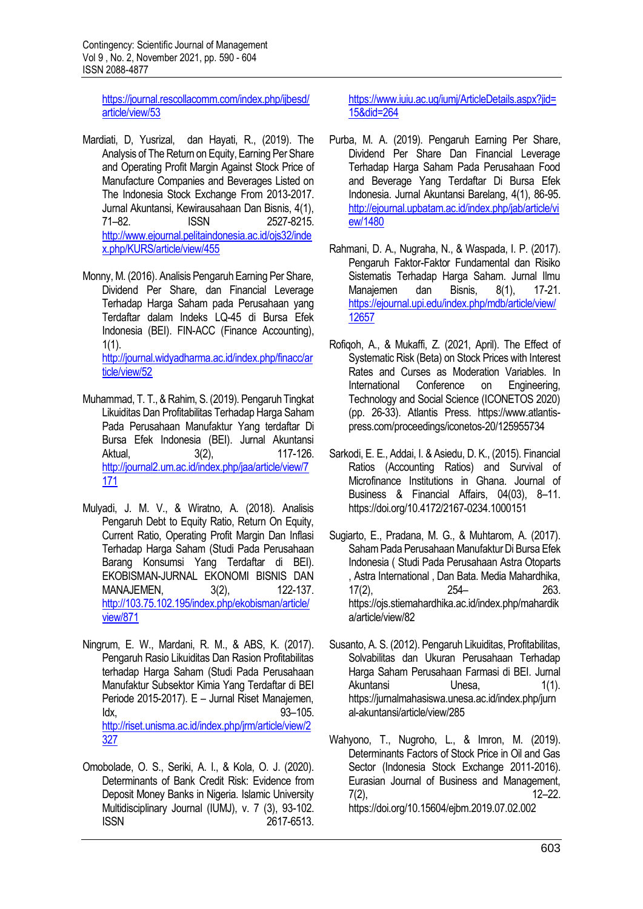https://journal.rescollacomm.com/index.php/ijbesd/article/view/53

Mardiati, D, Yusrizal, dan Hayati, R., (2019). The Analysis of The Return on Equity, Earning Per Share and Operating Profit Margin Against Stock Price of Manufacture Companies and Beverages Listed on The Indonesia Stock Exchange From 2013-2017. Jurnal Akuntansi, Kewirausahaan Dan Bisnis, 4(1), 71–82. ISSN 2527-8215. http://www.ejournal.pelitaindonesia.ac.id/ojs32/index.php/KURS/article/view/455

Monny, M. (2016). Analisis Pengaruh Earning Per Share, Dividend Per Share, dan Financial Leverage Terhadap Harga Saham pada Perusahaan yang Terdaftar dalam Indeks LQ-45 di Bursa Efek Indonesia (BEI). FIN-ACC (Finance Accounting), 1(1). http://journal.widyadharma.ac.id/index.php/finacc/article/view/52

Muhammad, T. T., & Rahim, S. (2019). Pengaruh Tingkat Likuiditas Dan Profitabilitas Terhadap Harga Saham Pada Perusahaan Manufaktur Yang terdaftar Di Bursa Efek Indonesia (BEI). Jurnal Akuntansi Aktual, 3(2), 117-126. http://journal2.um.ac.id/index.php/jaa/article/view/7171

Mulyadi, J. M. V., & Wiratno, A. (2018). Analisis Pengaruh Debt to Equity Ratio, Return On Equity, Current Ratio, Operating Profit Margin Dan Inflasi Terhadap Harga Saham (Studi Pada Perusahaan Barang Konsumsi Yang Terdaftar di BEI). EKOBISMAN-JURNAL EKONOMI BISNIS DAN MANAJEMEN, 3(2), 122-137. http://103.75.102.195/index.php/ekobisman/article/view/871

Ningrum, E. W., Mardani, R. M., & ABS, K. (2017). Pengaruh Rasio Likuiditas Dan Rasion Profitabilitas terhadap Harga Saham (Studi Pada Perusahaan Manufaktur Subsektor Kimia Yang Terdaftar di BEI Periode 2015-2017). E – Jurnal Riset Manajemen, Idx, 93–105. http://riset.unisma.ac.id/index.php/jrm/article/view/2327

Omobolade, O. S., Seriki, A. I., & Kola, O. J. (2020). Determinants of Bank Credit Risk: Evidence from Deposit Money Banks in Nigeria. Islamic University Multidisciplinary Journal (IUMJ), v. 7 (3), 93-102. ISSN 2617-6513. https://www.iuiu.ac.ug/iumj/ArticleDetails.aspx?jid=15&did=264

Purba, M. A. (2019). Pengaruh Earning Per Share, Dividend Per Share Dan Financial Leverage Terhadap Harga Saham Pada Perusahaan Food and Beverage Yang Terdaftar Di Bursa Efek Indonesia. Jurnal Akuntansi Barelang, 4(1), 86-95. http://ejournal.upbatam.ac.id/index.php/jab/article/view/1480

Rahmani, D. A., Nugraha, N., & Waspada, I. P. (2017). Pengaruh Faktor-Faktor Fundamental dan Risiko Sistematis Terhadap Harga Saham. Jurnal Ilmu Manajemen dan Bisnis, 8(1), 17-21. https://ejournal.upi.edu/index.php/mdb/article/view/12657

Rofiqoh, A., & Mukaffi, Z. (2021, April). The Effect of Systematic Risk (Beta) on Stock Prices with Interest Rates and Curses as Moderation Variables. In International Conference on Engineering, Technology and Social Science (ICONETOS 2020) (pp. 26-33). Atlantis Press. https://www.atlantis-press.com/proceedings/iconetos-20/125955734

Sarkodi, E. E., Addai, I. & Asiedu, D. K., (2015). Financial Ratios (Accounting Ratios) and Survival of Microfinance Institutions in Ghana. Journal of Business & Financial Affairs, 04(03), 8–11. https://doi.org/10.4172/2167-0234.1000151

Sugiarto, E., Pradana, M. G., & Muhtarom, A. (2017). Saham Pada Perusahaan Manufaktur Di Bursa Efek Indonesia ( Studi Pada Perusahaan Astra Otoparts , Astra International , Dan Bata. Media Mahardhika, 17(2), 254– 263. https://ojs.stiemahardhika.ac.id/index.php/mahardika/article/view/82

Susanto, A. S. (2012). Pengaruh Likuiditas, Profitabilitas, Solvabilitas dan Ukuran Perusahaan Terhadap Harga Saham Perusahaan Farmasi di BEI. Jurnal Akuntansi Unesa, 1(1). https://jurnalmahasiswa.unesa.ac.id/index.php/jurnal-akuntansi/article/view/285

Wahyono, T., Nugroho, L., & Imron, M. (2019). Determinants Factors of Stock Price in Oil and Gas Sector (Indonesia Stock Exchange 2011-2016). Eurasian Journal of Business and Management, 7(2), 12–22. https://doi.org/10.15604/ejbm.2019.07.02.002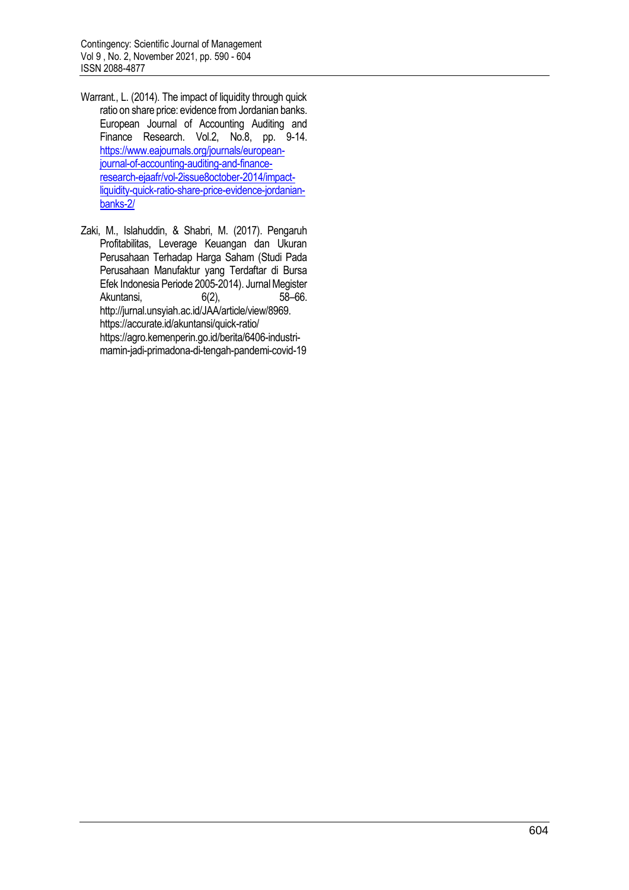Warrant., L. (2014). The impact of liquidity through quick ratio on share price: evidence from Jordanian banks. European Journal of Accounting Auditing and Finance Research. Vol.2, No.8, pp. 9-14. https://www.eajournals.org/journals/european-journal-of-accounting-auditing-and-finance-research-ejaafr/vol-2issue8october-2014/impact-liquidity-quick-ratio-share-price-evidence-jordanian-banks-2/

Zaki, M., Islahuddin, & Shabri, M. (2017). Pengaruh Profitabilitas, Leverage Keuangan dan Ukuran Perusahaan Terhadap Harga Saham (Studi Pada Perusahaan Manufaktur yang Terdaftar di Bursa Efek Indonesia Periode 2005-2014). Jurnal Megister Akuntansi, 6(2), 58–66. http://jurnal.unsyiah.ac.id/JAA/article/view/8969. https://accurate.id/akuntansi/quick-ratio/ https://agro.kemenperin.go.id/berita/6406-industri-mamin-jadi-primadona-di-tengah-pandemi-covid-19